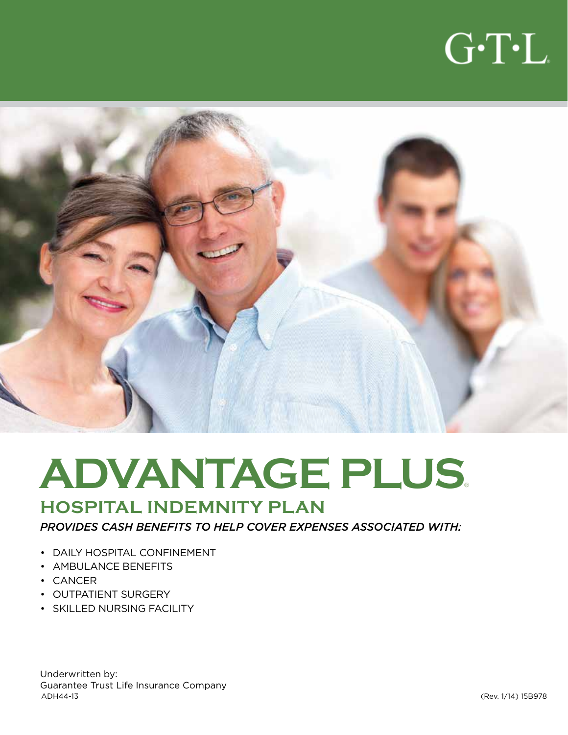G·T·L

# ADVANTAGE PLUS®

## HOSPITAL INDEMNITY PLAN

*PROVIDES CASH BENEFITS TO HELP COVER EXPENSES ASSOCIATED WITH:*

- DAILY HOSPITAL CONFINEMENT
- AMBULANCE BENEFITS
- CANCER
- OUTPATIENT SURGERY
- SKILLED NURSING FACILITY

Underwritten by:
Guarantee Trust Life Insurance Company

ADH44-13 (Rev. 1/14) 15B978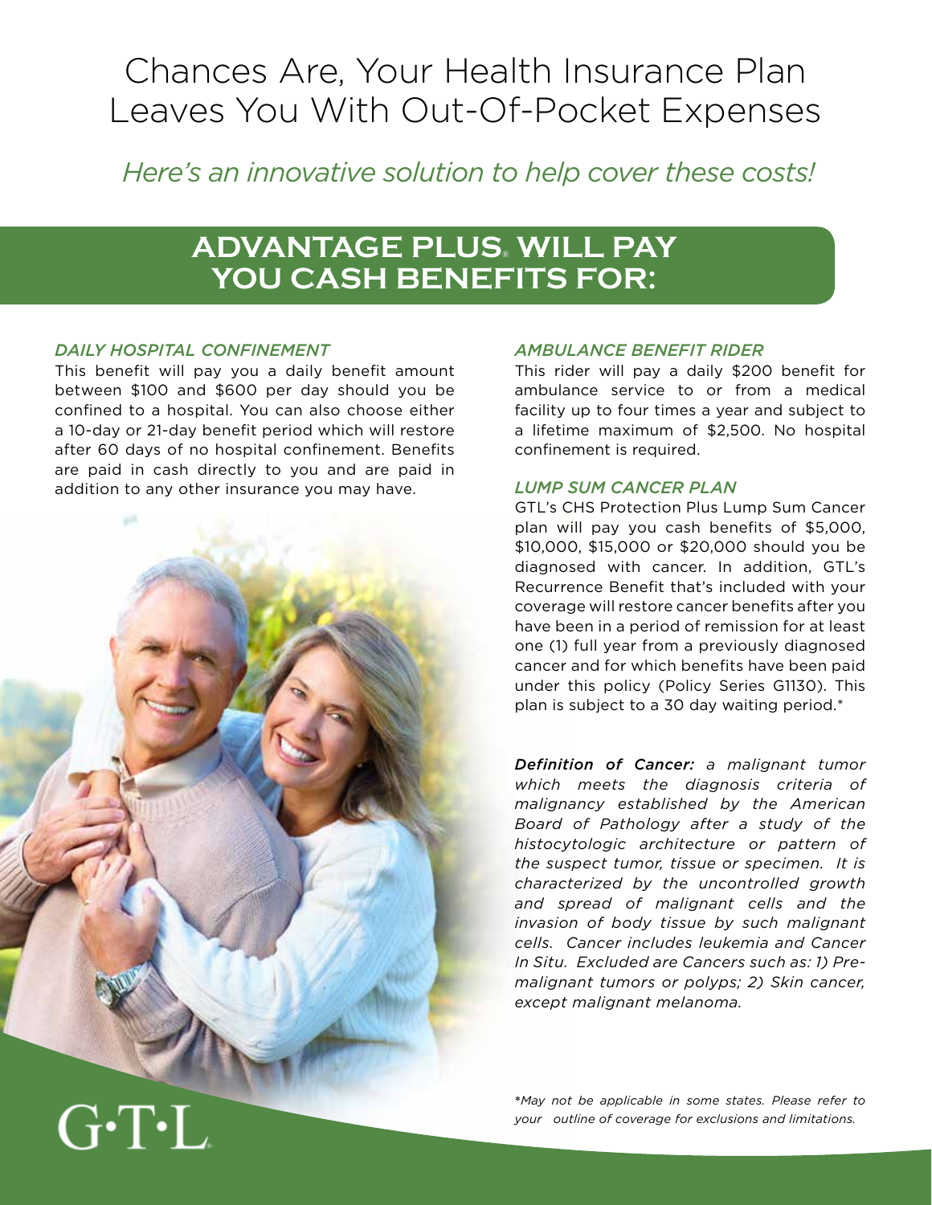# Chances Are, Your Health Insurance Plan Leaves You With Out-Of-Pocket Expenses

*Here's an innovative solution to help cover these costs!*

## ADVANTAGE PLUS® WILL PAY YOU CASH BENEFITS FOR:

### *DAILY HOSPITAL CONFINEMENT*

This benefit will pay you a daily benefit amount between $100 and $600 per day should you be confined to a hospital. You can also choose either a 10-day or 21-day benefit period which will restore after 60 days of no hospital confinement. Benefits are paid in cash directly to you and are paid in addition to any other insurance you may have.

### *AMBULANCE BENEFIT RIDER*

This rider will pay a daily $200 benefit for ambulance service to or from a medical facility up to four times a year and subject to a lifetime maximum of $2,500. No hospital confinement is required.

### *LUMP SUM CANCER PLAN*

GTL's CHS Protection Plus Lump Sum Cancer plan will pay you cash benefits of $5,000, $10,000, $15,000 or $20,000 should you be diagnosed with cancer. In addition, GTL's Recurrence Benefit that's included with your coverage will restore cancer benefits after you have been in a period of remission for at least one (1) full year from a previously diagnosed cancer and for which benefits have been paid under this policy (Policy Series G1130). This plan is subject to a 30 day waiting period.*

***Definition of Cancer:*** *a malignant tumor which meets the diagnosis criteria of malignancy established by the American Board of Pathology after a study of the histocytologic architecture or pattern of the suspect tumor, tissue or specimen. It is characterized by the uncontrolled growth and spread of malignant cells and the invasion of body tissue by such malignant cells. Cancer includes leukemia and Cancer In Situ. Excluded are Cancers such as: 1) Pre-malignant tumors or polyps; 2) Skin cancer, except malignant melanoma.*

*\*May not be applicable in some states. Please refer to your outline of coverage for exclusions and limitations.*

G·T·L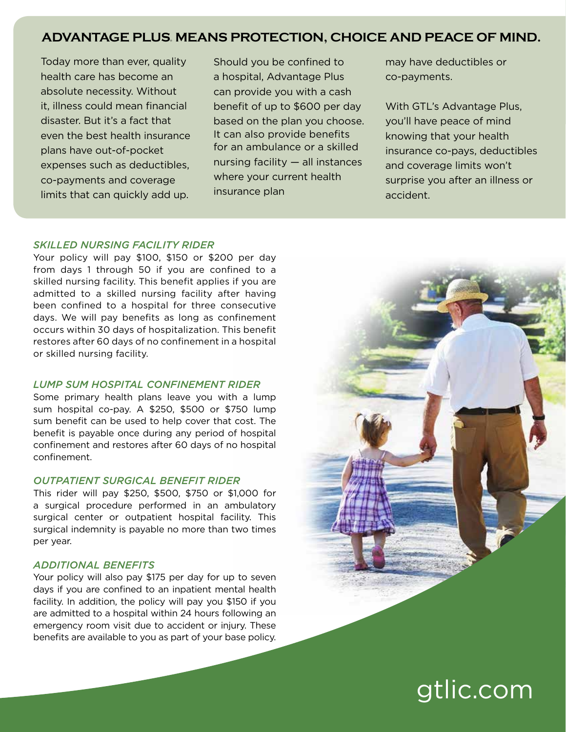## ADVANTAGE PLUS® MEANS PROTECTION, CHOICE AND PEACE OF MIND.

Today more than ever, quality health care has become an absolute necessity. Without it, illness could mean financial disaster. But it's a fact that even the best health insurance plans have out-of-pocket expenses such as deductibles, co-payments and coverage limits that can quickly add up.

Should you be confined to a hospital, Advantage Plus can provide you with a cash benefit of up to $600 per day based on the plan you choose. It can also provide benefits for an ambulance or a skilled nursing facility — all instances where your current health insurance plan may have deductibles or co-payments.

With GTL's Advantage Plus, you'll have peace of mind knowing that your health insurance co-pays, deductibles and coverage limits won't surprise you after an illness or accident.

### *SKILLED NURSING FACILITY RIDER*

Your policy will pay $100, $150 or $200 per day from days 1 through 50 if you are confined to a skilled nursing facility. This benefit applies if you are admitted to a skilled nursing facility after having been confined to a hospital for three consecutive days. We will pay benefits as long as confinement occurs within 30 days of hospitalization. This benefit restores after 60 days of no confinement in a hospital or skilled nursing facility.

### *LUMP SUM HOSPITAL CONFINEMENT RIDER*

Some primary health plans leave you with a lump sum hospital co-pay. A $250, $500 or $750 lump sum benefit can be used to help cover that cost. The benefit is payable once during any period of hospital confinement and restores after 60 days of no hospital confinement.

### *OUTPATIENT SURGICAL BENEFIT RIDER*

This rider will pay $250, $500, $750 or $1,000 for a surgical procedure performed in an ambulatory surgical center or outpatient hospital facility. This surgical indemnity is payable no more than two times per year.

### *ADDITIONAL BENEFITS*

Your policy will also pay $175 per day for up to seven days if you are confined to an inpatient mental health facility. In addition, the policy will pay you $150 if you are admitted to a hospital within 24 hours following an emergency room visit due to accident or injury. These benefits are available to you as part of your base policy.

gtlic.com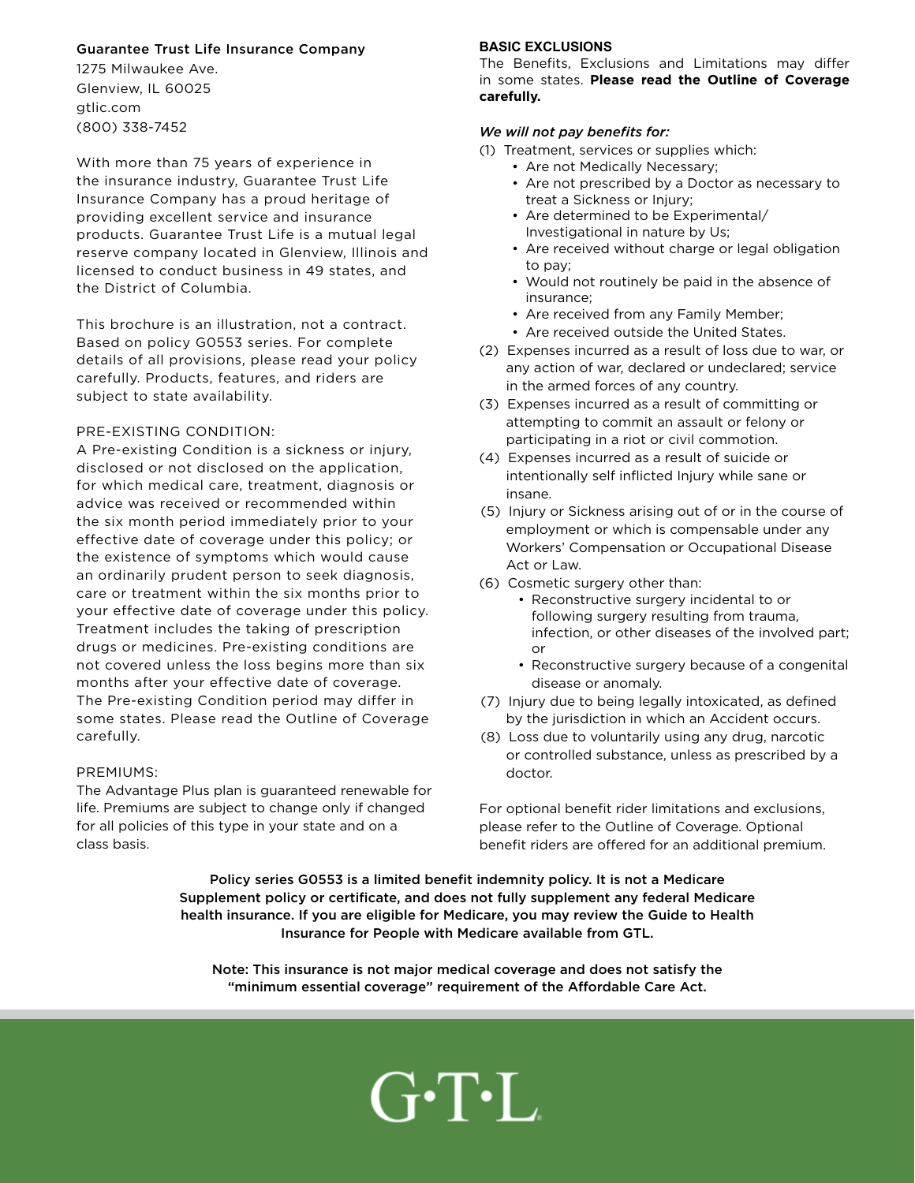**Guarantee Trust Life Insurance Company**
1275 Milwaukee Ave.
Glenview, IL 60025
gtlic.com
(800) 338-7452

With more than 75 years of experience in the insurance industry, Guarantee Trust Life Insurance Company has a proud heritage of providing excellent service and insurance products. Guarantee Trust Life is a mutual legal reserve company located in Glenview, Illinois and licensed to conduct business in 49 states, and the District of Columbia.

This brochure is an illustration, not a contract. Based on policy G0553 series. For complete details of all provisions, please read your policy carefully. Products, features, and riders are subject to state availability.

PRE-EXISTING CONDITION:

A Pre-existing Condition is a sickness or injury, disclosed or not disclosed on the application, for which medical care, treatment, diagnosis or advice was received or recommended within the six month period immediately prior to your effective date of coverage under this policy; or the existence of symptoms which would cause an ordinarily prudent person to seek diagnosis, care or treatment within the six months prior to your effective date of coverage under this policy. Treatment includes the taking of prescription drugs or medicines. Pre-existing conditions are not covered unless the loss begins more than six months after your effective date of coverage. The Pre-existing Condition period may differ in some states. Please read the Outline of Coverage carefully.

PREMIUMS:

The Advantage Plus plan is guaranteed renewable for life. Premiums are subject to change only if changed for all policies of this type in your state and on a class basis.

**BASIC EXCLUSIONS**

The Benefits, Exclusions and Limitations may differ in some states. **Please read the Outline of Coverage carefully.**

*We will not pay benefits for:*

(1) Treatment, services or supplies which:
- Are not Medically Necessary;
- Are not prescribed by a Doctor as necessary to treat a Sickness or Injury;
- Are determined to be Experimental/ Investigational in nature by Us;
- Are received without charge or legal obligation to pay;
- Would not routinely be paid in the absence of insurance;
- Are received from any Family Member;
- Are received outside the United States.

(2) Expenses incurred as a result of loss due to war, or any action of war, declared or undeclared; service in the armed forces of any country.

(3) Expenses incurred as a result of committing or attempting to commit an assault or felony or participating in a riot or civil commotion.

(4) Expenses incurred as a result of suicide or intentionally self inflicted Injury while sane or insane.

(5) Injury or Sickness arising out of or in the course of employment or which is compensable under any Workers' Compensation or Occupational Disease Act or Law.

(6) Cosmetic surgery other than:
- Reconstructive surgery incidental to or following surgery resulting from trauma, infection, or other diseases of the involved part; or
- Reconstructive surgery because of a congenital disease or anomaly.

(7) Injury due to being legally intoxicated, as defined by the jurisdiction in which an Accident occurs.

(8) Loss due to voluntarily using any drug, narcotic or controlled substance, unless as prescribed by a doctor.

For optional benefit rider limitations and exclusions, please refer to the Outline of Coverage. Optional benefit riders are offered for an additional premium.

**Policy series G0553 is a limited benefit indemnity policy. It is not a Medicare Supplement policy or certificate, and does not fully supplement any federal Medicare health insurance. If you are eligible for Medicare, you may review the Guide to Health Insurance for People with Medicare available from GTL.**

**Note: This insurance is not major medical coverage and does not satisfy the "minimum essential coverage" requirement of the Affordable Care Act.**

G·T·L